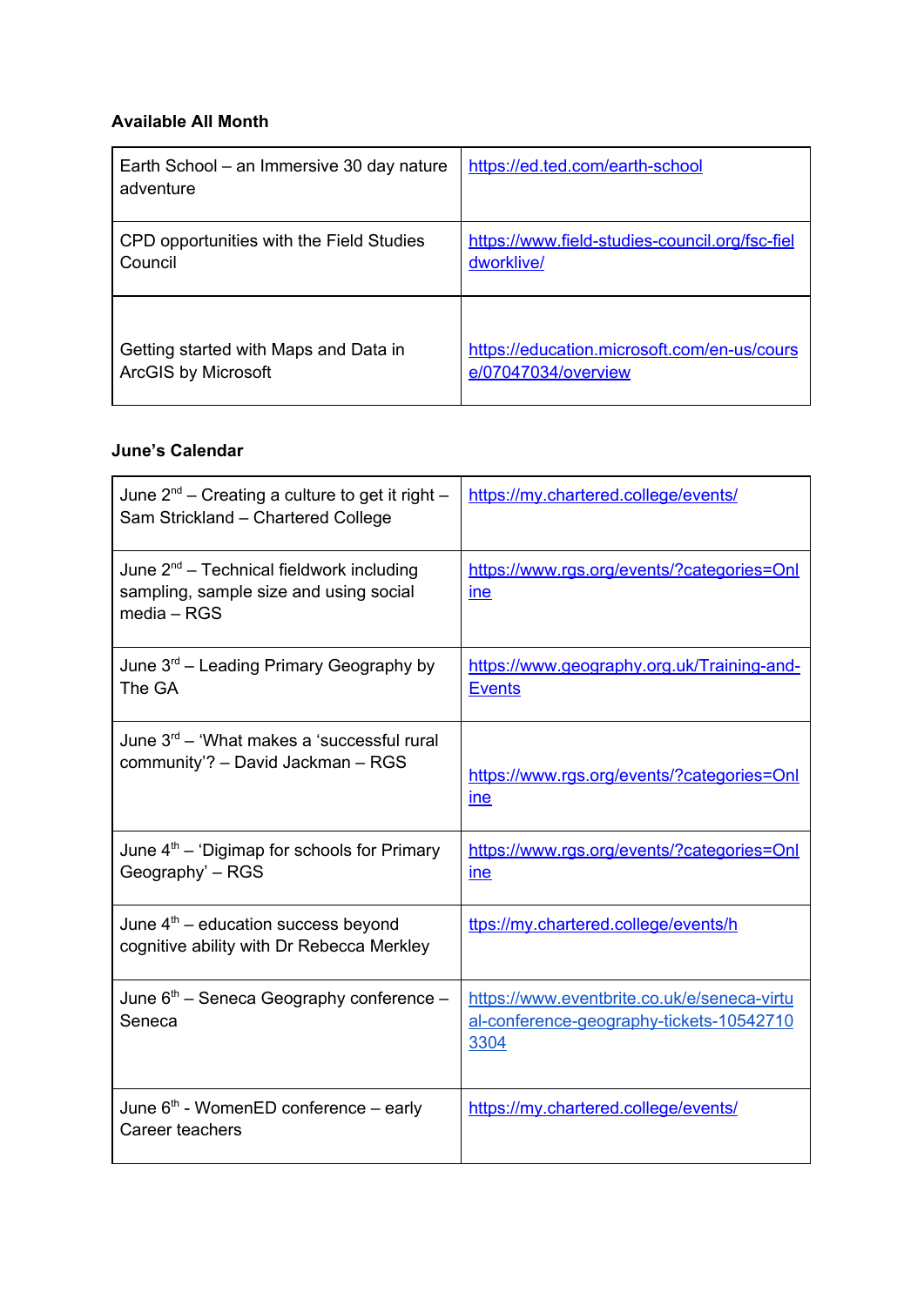**Available All Month**

| | |
|---|---|
| Earth School – an Immersive 30 day nature adventure | https://ed.ted.com/earth-school |
| CPD opportunities with the Field Studies Council | https://www.field-studies-council.org/fsc-fieldworklive/ |
| Getting started with Maps and Data in ArcGIS by Microsoft | https://education.microsoft.com/en-us/course/07047034/overview |

**June's Calendar**

| | |
|---|---|
| June 2nd – Creating a culture to get it right – Sam Strickland – Chartered College | https://my.chartered.college/events/ |
| June 2nd – Technical fieldwork including sampling, sample size and using social media – RGS | https://www.rgs.org/events/?categories=Online |
| June 3rd – Leading Primary Geography by The GA | https://www.geography.org.uk/Training-and-Events |
| June 3rd – 'What makes a 'successful rural community'? – David Jackman – RGS | https://www.rgs.org/events/?categories=Online |
| June 4th – 'Digimap for schools for Primary Geography' – RGS | https://www.rgs.org/events/?categories=Online |
| June 4th – education success beyond cognitive ability with Dr Rebecca Merkley | ttps://my.chartered.college/events/h |
| June 6th – Seneca Geography conference – Seneca | https://www.eventbrite.co.uk/e/seneca-virtual-conference-geography-tickets-105427103304 |
| June 6th - WomenED conference – early Career teachers | https://my.chartered.college/events/ |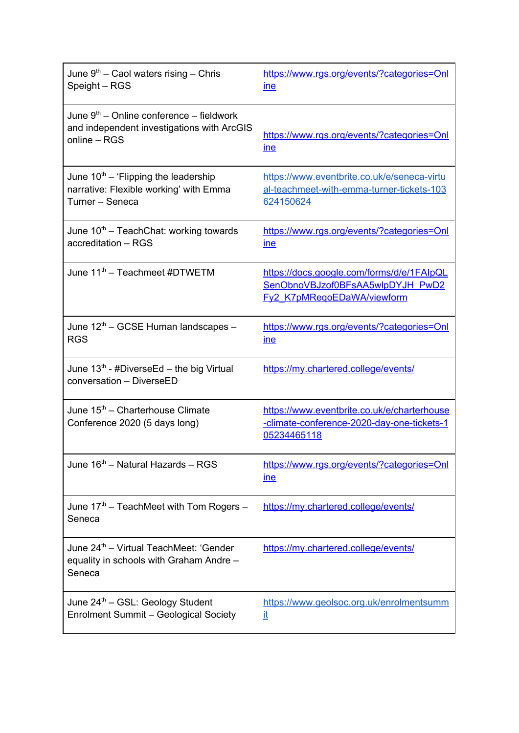| June 9th – Caol waters rising – Chris Speight – RGS | https://www.rgs.org/events/?categories=Online |
| --- | --- |
| June 9th – Online conference – fieldwork and independent investigations with ArcGIS online – RGS | https://www.rgs.org/events/?categories=Online |
| June 10th – ‘Flipping the leadership narrative: Flexible working’ with Emma Turner – Seneca | https://www.eventbrite.co.uk/e/seneca-virtual-teachmeet-with-emma-turner-tickets-103624150624 |
| June 10th – TeachChat: working towards accreditation – RGS | https://www.rgs.org/events/?categories=Online |
| June 11th – Teachmeet #DTWETM | https://docs.google.com/forms/d/e/1FAIpQLSenObnoVBJzof0BFsAA5wlpDYJH_PwD2Fy2_K7pMReqoEDaWA/viewform |
| June 12th – GCSE Human landscapes – RGS | https://www.rgs.org/events/?categories=Online |
| June 13th - #DiverseEd – the big Virtual conversation – DiverseED | https://my.chartered.college/events/ |
| June 15th – Charterhouse Climate Conference 2020 (5 days long) | https://www.eventbrite.co.uk/e/charterhouse-climate-conference-2020-day-one-tickets-105234465118 |
| June 16th – Natural Hazards – RGS | https://www.rgs.org/events/?categories=Online |
| June 17th – TeachMeet with Tom Rogers – Seneca | https://my.chartered.college/events/ |
| June 24th – Virtual TeachMeet: ‘Gender equality in schools with Graham Andre – Seneca | https://my.chartered.college/events/ |
| June 24th – GSL: Geology Student Enrolment Summit – Geological Society | https://www.geolsoc.org.uk/enrolmentsummit |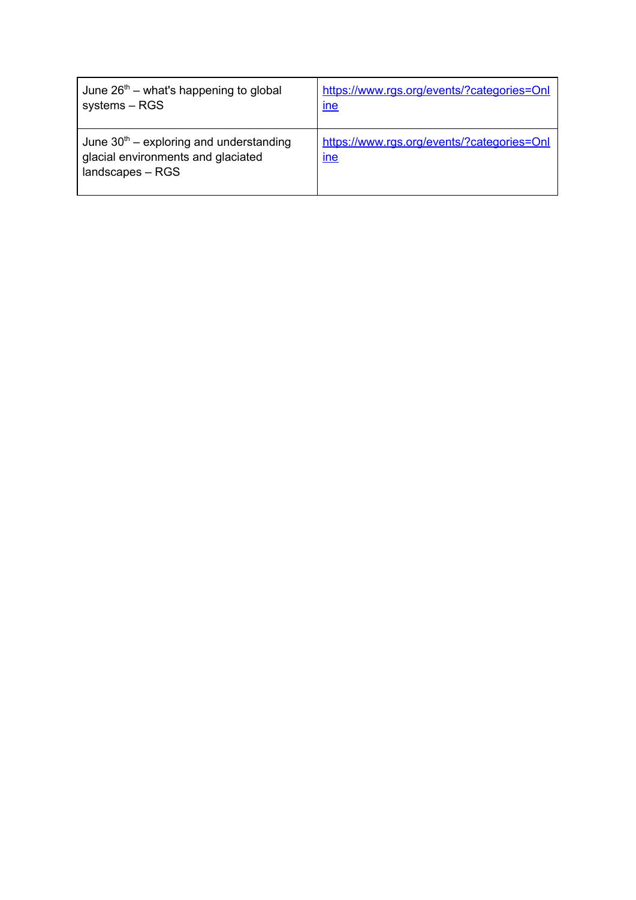| | |
|---|---|
| June 26th – what's happening to global systems – RGS | https://www.rgs.org/events/?categories=Online |
| June 30th – exploring and understanding glacial environments and glaciated landscapes – RGS | https://www.rgs.org/events/?categories=Online |